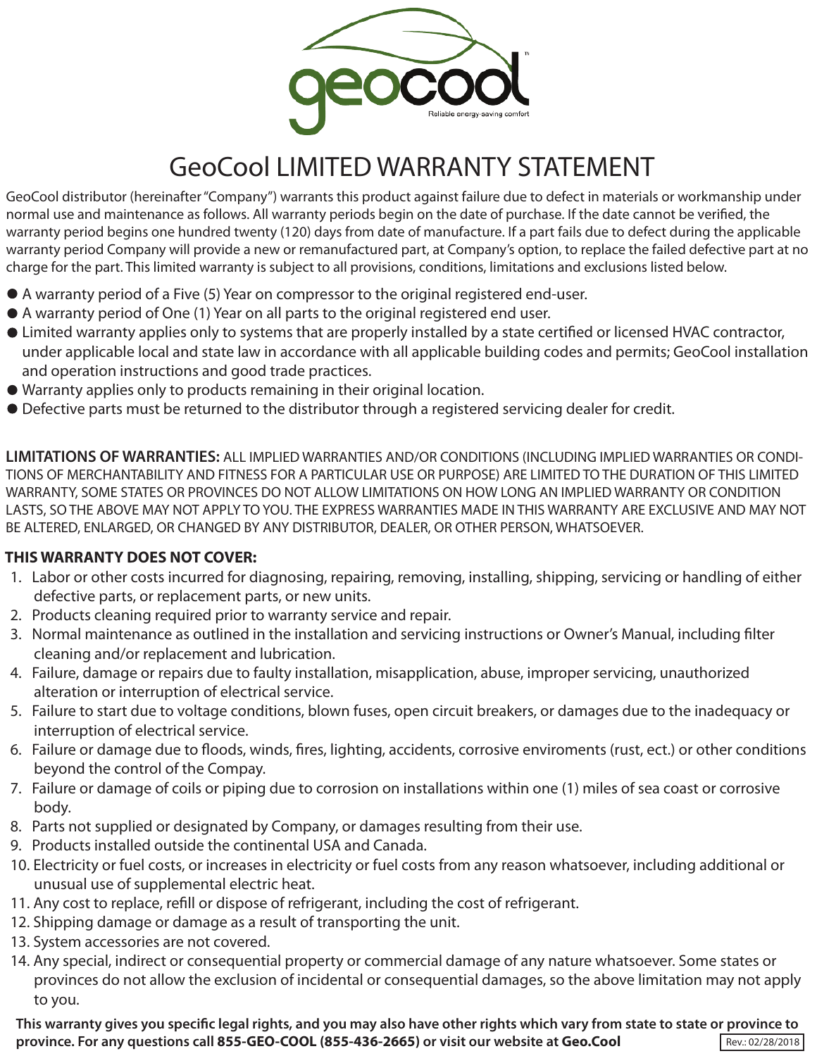geocool™

Reliable energy-saving comfort

# GeoCool LIMITED WARRANTY STATEMENT

GeoCool distributor (hereinafter "Company") warrants this product against failure due to defect in materials or workmanship under normal use and maintenance as follows. All warranty periods begin on the date of purchase. If the date cannot be verified, the warranty period begins one hundred twenty (120) days from date of manufacture. If a part fails due to defect during the applicable warranty period Company will provide a new or remanufactured part, at Company's option, to replace the failed defective part at no charge for the part. This limited warranty is subject to all provisions, conditions, limitations and exclusions listed below.

- A warranty period of a Five (5) Year on compressor to the original registered end-user.
- A warranty period of One (1) Year on all parts to the original registered end user.
- Limited warranty applies only to systems that are properly installed by a state certified or licensed HVAC contractor, under applicable local and state law in accordance with all applicable building codes and permits; GeoCool installation and operation instructions and good trade practices.
- Warranty applies only to products remaining in their original location.
- Defective parts must be returned to the distributor through a registered servicing dealer for credit.

**LIMITATIONS OF WARRANTIES:** ALL IMPLIED WARRANTIES AND/OR CONDITIONS (INCLUDING IMPLIED WARRANTIES OR CONDITIONS OF MERCHANTABILITY AND FITNESS FOR A PARTICULAR USE OR PURPOSE) ARE LIMITED TO THE DURATION OF THIS LIMITED WARRANTY, SOME STATES OR PROVINCES DO NOT ALLOW LIMITATIONS ON HOW LONG AN IMPLIED WARRANTY OR CONDITION LASTS, SO THE ABOVE MAY NOT APPLY TO YOU. THE EXPRESS WARRANTIES MADE IN THIS WARRANTY ARE EXCLUSIVE AND MAY NOT BE ALTERED, ENLARGED, OR CHANGED BY ANY DISTRIBUTOR, DEALER, OR OTHER PERSON, WHATSOEVER.

**THIS WARRANTY DOES NOT COVER:**

1. Labor or other costs incurred for diagnosing, repairing, removing, installing, shipping, servicing or handling of either defective parts, or replacement parts, or new units.
2. Products cleaning required prior to warranty service and repair.
3. Normal maintenance as outlined in the installation and servicing instructions or Owner's Manual, including filter cleaning and/or replacement and lubrication.
4. Failure, damage or repairs due to faulty installation, misapplication, abuse, improper servicing, unauthorized alteration or interruption of electrical service.
5. Failure to start due to voltage conditions, blown fuses, open circuit breakers, or damages due to the inadequacy or interruption of electrical service.
6. Failure or damage due to floods, winds, fires, lighting, accidents, corrosive enviroments (rust, ect.) or other conditions beyond the control of the Compay.
7. Failure or damage of coils or piping due to corrosion on installations within one (1) miles of sea coast or corrosive body.
8. Parts not supplied or designated by Company, or damages resulting from their use.
9. Products installed outside the continental USA and Canada.
10. Electricity or fuel costs, or increases in electricity or fuel costs from any reason whatsoever, including additional or unusual use of supplemental electric heat.
11. Any cost to replace, refill or dispose of refrigerant, including the cost of refrigerant.
12. Shipping damage or damage as a result of transporting the unit.
13. System accessories are not covered.
14. Any special, indirect or consequential property or commercial damage of any nature whatsoever. Some states or provinces do not allow the exclusion of incidental or consequential damages, so the above limitation may not apply to you.

**This warranty gives you specific legal rights, and you may also have other rights which vary from state to state or province to province. For any questions call 855-GEO-COOL (855-436-2665) or visit our website at Geo.Cool**

Rev.: 02/28/2018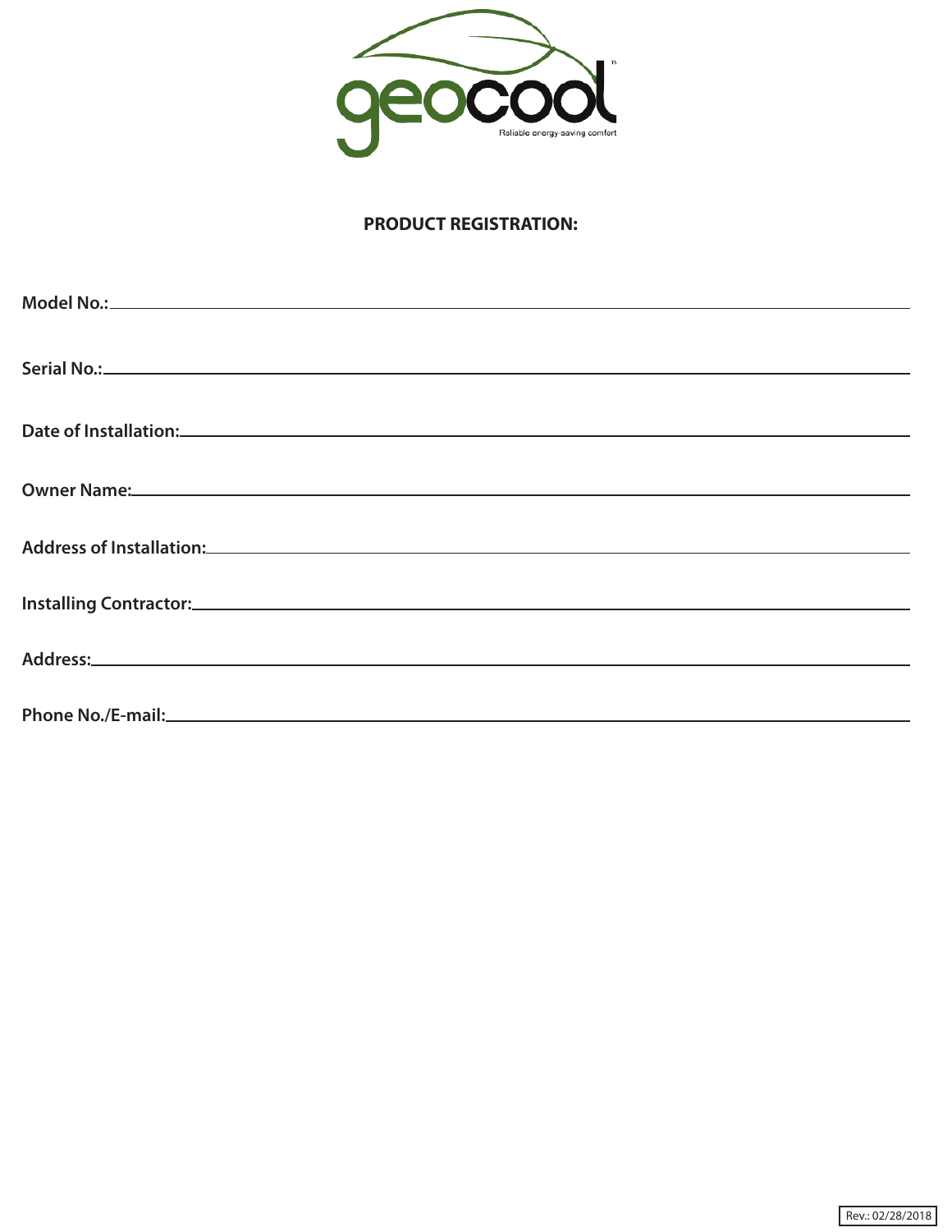geocool
Reliable energy-saving comfort

**PRODUCT REGISTRATION:**

**Model No.:** ______________________________

**Serial No.:** ______________________________

**Date of Installation:** ______________________________

**Owner Name:** ______________________________

**Address of Installation:** ______________________________

**Installing Contractor:** ______________________________

**Address:** ______________________________

**Phone No./E-mail:** ______________________________

Rev.: 02/28/2018